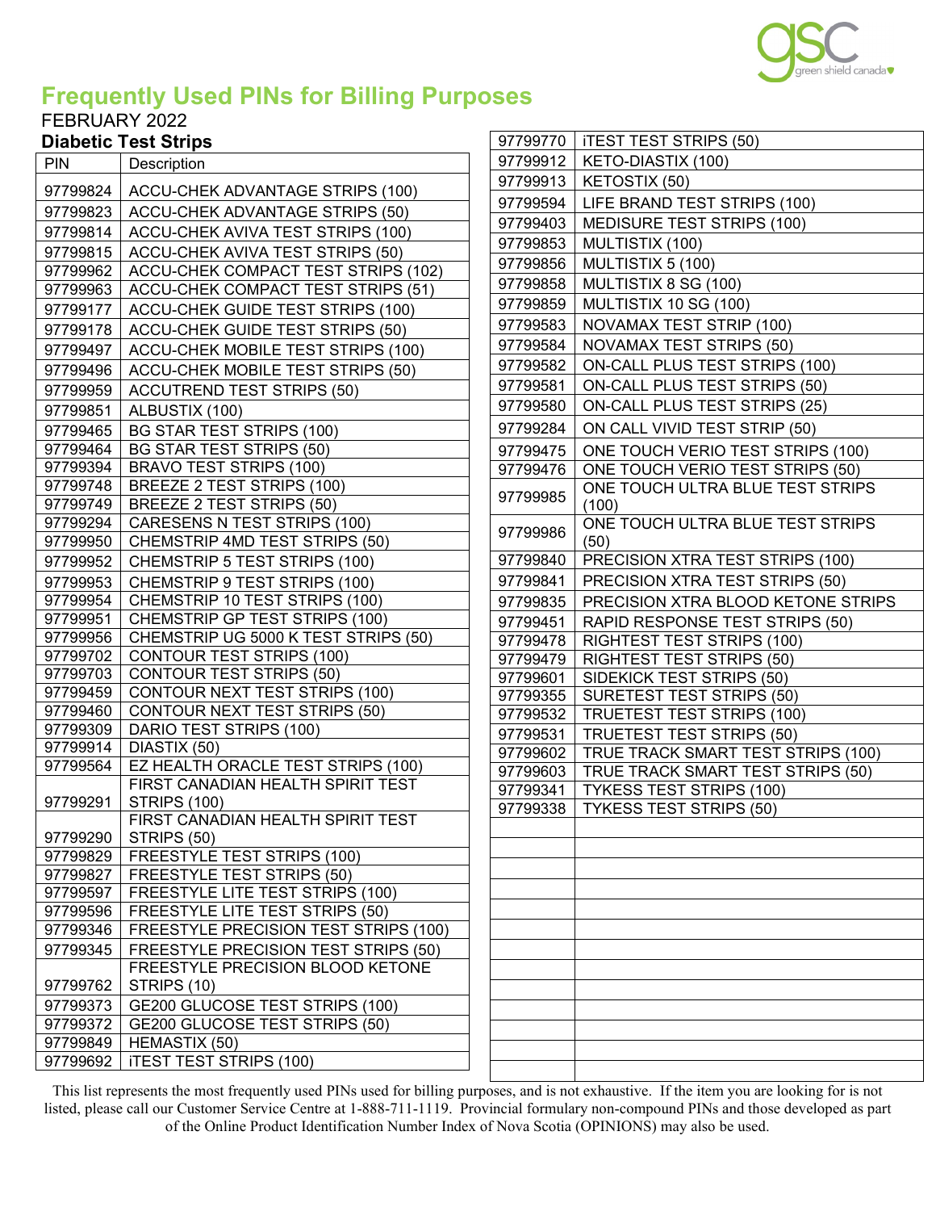# Frequently Used PINs for Billing Purposes

FEBRUARY 2022

## Diabetic Test Strips

| PIN | Description |
|---|---|
| 97799824 | ACCU-CHEK ADVANTAGE STRIPS (100) |
| 97799823 | ACCU-CHEK ADVANTAGE STRIPS (50) |
| 97799814 | ACCU-CHEK AVIVA TEST STRIPS (100) |
| 97799815 | ACCU-CHEK AVIVA TEST STRIPS (50) |
| 97799962 | ACCU-CHEK COMPACT TEST STRIPS (102) |
| 97799963 | ACCU-CHEK COMPACT TEST STRIPS (51) |
| 97799177 | ACCU-CHEK GUIDE TEST STRIPS (100) |
| 97799178 | ACCU-CHEK GUIDE TEST STRIPS (50) |
| 97799497 | ACCU-CHEK MOBILE TEST STRIPS (100) |
| 97799496 | ACCU-CHEK MOBILE TEST STRIPS (50) |
| 97799959 | ACCUTREND TEST STRIPS (50) |
| 97799851 | ALBUSTIX (100) |
| 97799465 | BG STAR TEST STRIPS (100) |
| 97799464 | BG STAR TEST STRIPS (50) |
| 97799394 | BRAVO TEST STRIPS (100) |
| 97799748 | BREEZE 2 TEST STRIPS (100) |
| 97799749 | BREEZE 2 TEST STRIPS (50) |
| 97799294 | CARESENS N TEST STRIPS (100) |
| 97799950 | CHEMSTRIP 4MD TEST STRIPS (50) |
| 97799952 | CHEMSTRIP 5 TEST STRIPS (100) |
| 97799953 | CHEMSTRIP 9 TEST STRIPS (100) |
| 97799954 | CHEMSTRIP 10 TEST STRIPS (100) |
| 97799951 | CHEMSTRIP GP TEST STRIPS (100) |
| 97799956 | CHEMSTRIP UG 5000 K TEST STRIPS (50) |
| 97799702 | CONTOUR TEST STRIPS (100) |
| 97799703 | CONTOUR TEST STRIPS (50) |
| 97799459 | CONTOUR NEXT TEST STRIPS (100) |
| 97799460 | CONTOUR NEXT TEST STRIPS (50) |
| 97799309 | DARIO TEST STRIPS (100) |
| 97799914 | DIASTIX (50) |
| 97799564 | EZ HEALTH ORACLE TEST STRIPS (100) |
| 97799291 | FIRST CANADIAN HEALTH SPIRIT TEST STRIPS (100) |
| 97799290 | FIRST CANADIAN HEALTH SPIRIT TEST STRIPS (50) |
| 97799829 | FREESTYLE TEST STRIPS (100) |
| 97799827 | FREESTYLE TEST STRIPS (50) |
| 97799597 | FREESTYLE LITE TEST STRIPS (100) |
| 97799596 | FREESTYLE LITE TEST STRIPS (50) |
| 97799346 | FREESTYLE PRECISION TEST STRIPS (100) |
| 97799345 | FREESTYLE PRECISION TEST STRIPS (50) |
| 97799762 | FREESTYLE PRECISION BLOOD KETONE STRIPS (10) |
| 97799373 | GE200 GLUCOSE TEST STRIPS (100) |
| 97799372 | GE200 GLUCOSE TEST STRIPS (50) |
| 97799849 | HEMASTIX (50) |
| 97799692 | iTEST TEST STRIPS (100) |
| 97799770 | iTEST TEST STRIPS (50) |
| 97799912 | KETO-DIASTIX (100) |
| 97799913 | KETOSTIX (50) |
| 97799594 | LIFE BRAND TEST STRIPS (100) |
| 97799403 | MEDISURE TEST STRIPS (100) |
| 97799853 | MULTISTIX (100) |
| 97799856 | MULTISTIX 5 (100) |
| 97799858 | MULTISTIX 8 SG (100) |
| 97799859 | MULTISTIX 10 SG (100) |
| 97799583 | NOVAMAX TEST STRIP (100) |
| 97799584 | NOVAMAX TEST STRIPS (50) |
| 97799582 | ON-CALL PLUS TEST STRIPS (100) |
| 97799581 | ON-CALL PLUS TEST STRIPS (50) |
| 97799580 | ON-CALL PLUS TEST STRIPS (25) |
| 97799284 | ON CALL VIVID TEST STRIP (50) |
| 97799475 | ONE TOUCH VERIO TEST STRIPS (100) |
| 97799476 | ONE TOUCH VERIO TEST STRIPS (50) |
| 97799985 | ONE TOUCH ULTRA BLUE TEST STRIPS (100) |
| 97799986 | ONE TOUCH ULTRA BLUE TEST STRIPS (50) |
| 97799840 | PRECISION XTRA TEST STRIPS (100) |
| 97799841 | PRECISION XTRA TEST STRIPS (50) |
| 97799835 | PRECISION XTRA BLOOD KETONE STRIPS |
| 97799451 | RAPID RESPONSE TEST STRIPS (50) |
| 97799478 | RIGHTEST TEST STRIPS (100) |
| 97799479 | RIGHTEST TEST STRIPS (50) |
| 97799601 | SIDEKICK TEST STRIPS (50) |
| 97799355 | SURETEST TEST STRIPS (50) |
| 97799532 | TRUETEST TEST STRIPS (100) |
| 97799531 | TRUETEST TEST STRIPS (50) |
| 97799602 | TRUE TRACK SMART TEST STRIPS (100) |
| 97799603 | TRUE TRACK SMART TEST STRIPS (50) |
| 97799341 | TYKESS TEST STRIPS (100) |
| 97799338 | TYKESS TEST STRIPS (50) |

This list represents the most frequently used PINs used for billing purposes, and is not exhaustive. If the item you are looking for is not listed, please call our Customer Service Centre at 1-888-711-1119. Provincial formulary non-compound PINs and those developed as part of the Online Product Identification Number Index of Nova Scotia (OPINIONS) may also be used.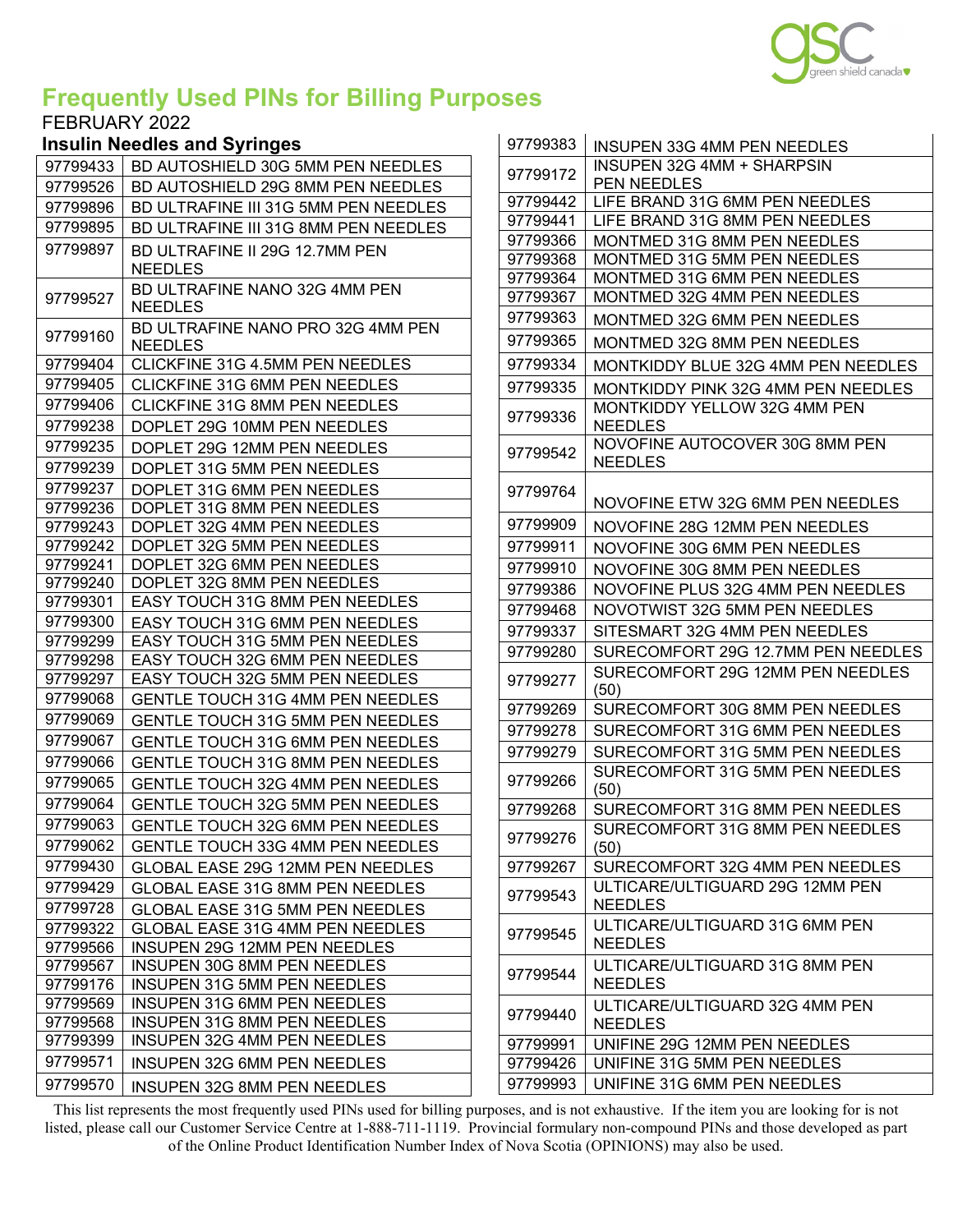# Frequently Used PINs for Billing Purposes

FEBRUARY 2022

### Insulin Needles and Syringes

| PIN | Description |
|---|---|
| 97799433 | BD AUTOSHIELD 30G 5MM PEN NEEDLES |
| 97799526 | BD AUTOSHIELD 29G 8MM PEN NEEDLES |
| 97799896 | BD ULTRAFINE III 31G 5MM PEN NEEDLES |
| 97799895 | BD ULTRAFINE III 31G 8MM PEN NEEDLES |
| 97799897 | BD ULTRAFINE II 29G 12.7MM PEN NEEDLES |
| 97799527 | BD ULTRAFINE NANO 32G 4MM PEN NEEDLES |
| 97799160 | BD ULTRAFINE NANO PRO 32G 4MM PEN NEEDLES |
| 97799404 | CLICKFINE 31G 4.5MM PEN NEEDLES |
| 97799405 | CLICKFINE 31G 6MM PEN NEEDLES |
| 97799406 | CLICKFINE 31G 8MM PEN NEEDLES |
| 97799238 | DOPLET 29G 10MM PEN NEEDLES |
| 97799235 | DOPLET 29G 12MM PEN NEEDLES |
| 97799239 | DOPLET 31G 5MM PEN NEEDLES |
| 97799237 | DOPLET 31G 6MM PEN NEEDLES |
| 97799236 | DOPLET 31G 8MM PEN NEEDLES |
| 97799243 | DOPLET 32G 4MM PEN NEEDLES |
| 97799242 | DOPLET 32G 5MM PEN NEEDLES |
| 97799241 | DOPLET 32G 6MM PEN NEEDLES |
| 97799240 | DOPLET 32G 8MM PEN NEEDLES |
| 97799301 | EASY TOUCH 31G 8MM PEN NEEDLES |
| 97799300 | EASY TOUCH 31G 6MM PEN NEEDLES |
| 97799299 | EASY TOUCH 31G 5MM PEN NEEDLES |
| 97799298 | EASY TOUCH 32G 6MM PEN NEEDLES |
| 97799297 | EASY TOUCH 32G 5MM PEN NEEDLES |
| 97799068 | GENTLE TOUCH 31G 4MM PEN NEEDLES |
| 97799069 | GENTLE TOUCH 31G 5MM PEN NEEDLES |
| 97799067 | GENTLE TOUCH 31G 6MM PEN NEEDLES |
| 97799066 | GENTLE TOUCH 31G 8MM PEN NEEDLES |
| 97799065 | GENTLE TOUCH 32G 4MM PEN NEEDLES |
| 97799064 | GENTLE TOUCH 32G 5MM PEN NEEDLES |
| 97799063 | GENTLE TOUCH 32G 6MM PEN NEEDLES |
| 97799062 | GENTLE TOUCH 33G 4MM PEN NEEDLES |
| 97799430 | GLOBAL EASE 29G 12MM PEN NEEDLES |
| 97799429 | GLOBAL EASE 31G 8MM PEN NEEDLES |
| 97799728 | GLOBAL EASE 31G 5MM PEN NEEDLES |
| 97799322 | GLOBAL EASE 31G 4MM PEN NEEDLES |
| 97799566 | INSUPEN 29G 12MM PEN NEEDLES |
| 97799567 | INSUPEN 30G 8MM PEN NEEDLES |
| 97799176 | INSUPEN 31G 5MM PEN NEEDLES |
| 97799569 | INSUPEN 31G 6MM PEN NEEDLES |
| 97799568 | INSUPEN 31G 8MM PEN NEEDLES |
| 97799399 | INSUPEN 32G 4MM PEN NEEDLES |
| 97799571 | INSUPEN 32G 6MM PEN NEEDLES |
| 97799570 | INSUPEN 32G 8MM PEN NEEDLES |
| 97799383 | INSUPEN 33G 4MM PEN NEEDLES |
| 97799172 | INSUPEN 32G 4MM + SHARPSIN PEN NEEDLES |
| 97799442 | LIFE BRAND 31G 6MM PEN NEEDLES |
| 97799441 | LIFE BRAND 31G 8MM PEN NEEDLES |
| 97799366 | MONTMED 31G 8MM PEN NEEDLES |
| 97799368 | MONTMED 31G 5MM PEN NEEDLES |
| 97799364 | MONTMED 31G 6MM PEN NEEDLES |
| 97799367 | MONTMED 32G 4MM PEN NEEDLES |
| 97799363 | MONTMED 32G 6MM PEN NEEDLES |
| 97799365 | MONTMED 32G 8MM PEN NEEDLES |
| 97799334 | MONTKIDDY BLUE 32G 4MM PEN NEEDLES |
| 97799335 | MONTKIDDY PINK 32G 4MM PEN NEEDLES |
| 97799336 | MONTKIDDY YELLOW 32G 4MM PEN NEEDLES |
| 97799542 | NOVOFINE AUTOCOVER 30G 8MM PEN NEEDLES |
| 97799764 | NOVOFINE ETW 32G 6MM PEN NEEDLES |
| 97799909 | NOVOFINE 28G 12MM PEN NEEDLES |
| 97799911 | NOVOFINE 30G 6MM PEN NEEDLES |
| 97799910 | NOVOFINE 30G 8MM PEN NEEDLES |
| 97799386 | NOVOFINE PLUS 32G 4MM PEN NEEDLES |
| 97799468 | NOVOTWIST 32G 5MM PEN NEEDLES |
| 97799337 | SITESMART 32G 4MM PEN NEEDLES |
| 97799280 | SURECOMFORT 29G 12.7MM PEN NEEDLES |
| 97799277 | SURECOMFORT 29G 12MM PEN NEEDLES (50) |
| 97799269 | SURECOMFORT 30G 8MM PEN NEEDLES |
| 97799278 | SURECOMFORT 31G 6MM PEN NEEDLES |
| 97799279 | SURECOMFORT 31G 5MM PEN NEEDLES |
| 97799266 | SURECOMFORT 31G 5MM PEN NEEDLES (50) |
| 97799268 | SURECOMFORT 31G 8MM PEN NEEDLES |
| 97799276 | SURECOMFORT 31G 8MM PEN NEEDLES (50) |
| 97799267 | SURECOMFORT 32G 4MM PEN NEEDLES |
| 97799543 | ULTICARE/ULTIGUARD 29G 12MM PEN NEEDLES |
| 97799545 | ULTICARE/ULTIGUARD 31G 6MM PEN NEEDLES |
| 97799544 | ULTICARE/ULTIGUARD 31G 8MM PEN NEEDLES |
| 97799440 | ULTICARE/ULTIGUARD 32G 4MM PEN NEEDLES |
| 97799991 | UNIFINE 29G 12MM PEN NEEDLES |
| 97799426 | UNIFINE 31G 5MM PEN NEEDLES |
| 97799993 | UNIFINE 31G 6MM PEN NEEDLES |

This list represents the most frequently used PINs used for billing purposes, and is not exhaustive. If the item you are looking for is not listed, please call our Customer Service Centre at 1-888-711-1119. Provincial formulary non-compound PINs and those developed as part of the Online Product Identification Number Index of Nova Scotia (OPINIONS) may also be used.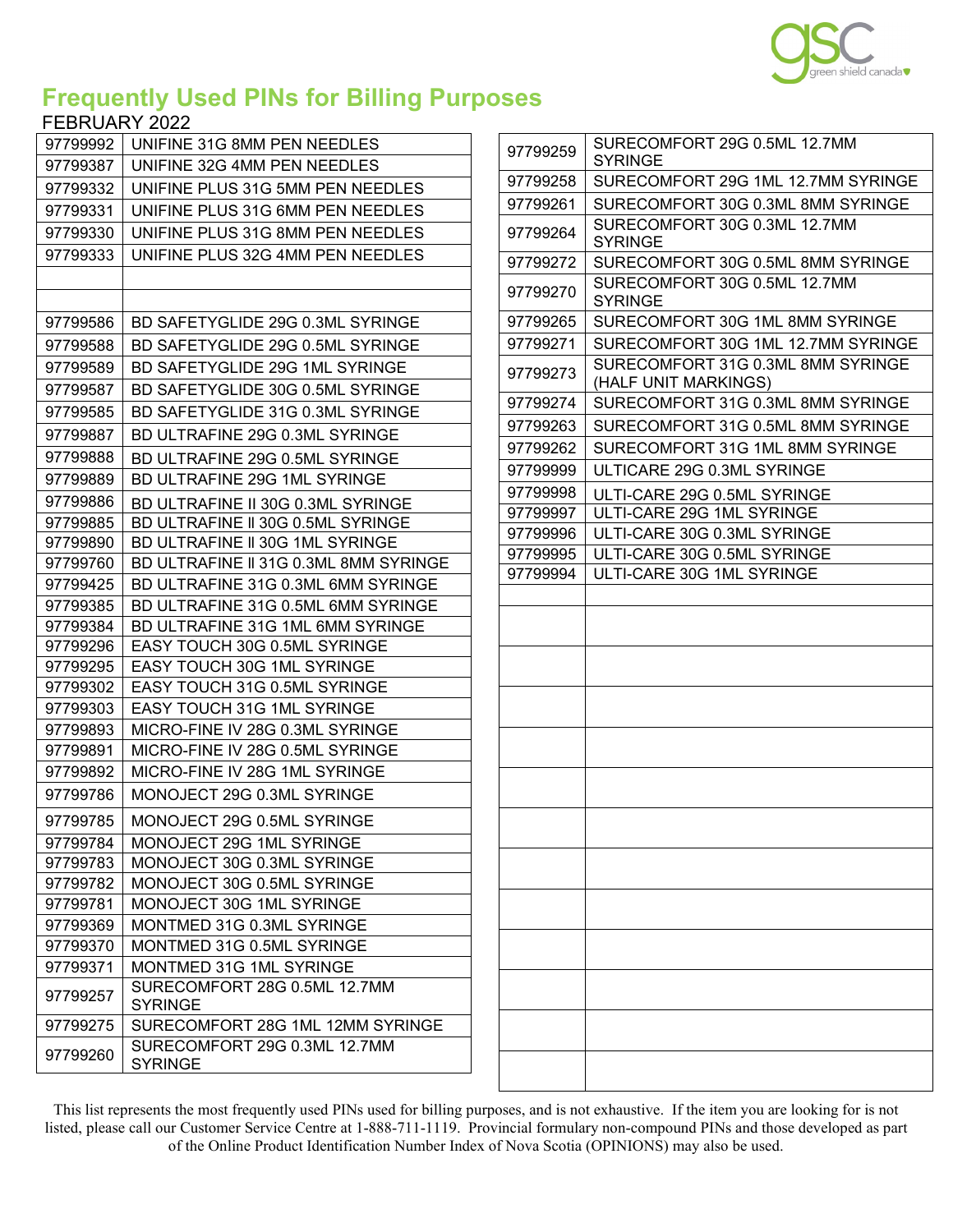## Frequently Used PINs for Billing Purposes

FEBRUARY 2022

| PIN | Description |
|---|---|
| 97799992 | UNIFINE 31G 8MM PEN NEEDLES |
| 97799387 | UNIFINE 32G 4MM PEN NEEDLES |
| 97799332 | UNIFINE PLUS 31G 5MM PEN NEEDLES |
| 97799331 | UNIFINE PLUS 31G 6MM PEN NEEDLES |
| 97799330 | UNIFINE PLUS 31G 8MM PEN NEEDLES |
| 97799333 | UNIFINE PLUS 32G 4MM PEN NEEDLES |
| | |
| | |
| 97799586 | BD SAFETYGLIDE 29G 0.3ML SYRINGE |
| 97799588 | BD SAFETYGLIDE 29G 0.5ML SYRINGE |
| 97799589 | BD SAFETYGLIDE 29G 1ML SYRINGE |
| 97799587 | BD SAFETYGLIDE 30G 0.5ML SYRINGE |
| 97799585 | BD SAFETYGLIDE 31G 0.3ML SYRINGE |
| 97799887 | BD ULTRAFINE 29G 0.3ML SYRINGE |
| 97799888 | BD ULTRAFINE 29G 0.5ML SYRINGE |
| 97799889 | BD ULTRAFINE 29G 1ML SYRINGE |
| 97799886 | BD ULTRAFINE II 30G 0.3ML SYRINGE |
| 97799885 | BD ULTRAFINE II 30G 0.5ML SYRINGE |
| 97799890 | BD ULTRAFINE II 30G 1ML SYRINGE |
| 97799760 | BD ULTRAFINE II 31G 0.3ML 8MM SYRINGE |
| 97799425 | BD ULTRAFINE 31G 0.3ML 6MM SYRINGE |
| 97799385 | BD ULTRAFINE 31G 0.5ML 6MM SYRINGE |
| 97799384 | BD ULTRAFINE 31G 1ML 6MM SYRINGE |
| 97799296 | EASY TOUCH 30G 0.5ML SYRINGE |
| 97799295 | EASY TOUCH 30G 1ML SYRINGE |
| 97799302 | EASY TOUCH 31G 0.5ML SYRINGE |
| 97799303 | EASY TOUCH 31G 1ML SYRINGE |
| 97799893 | MICRO-FINE IV 28G 0.3ML SYRINGE |
| 97799891 | MICRO-FINE IV 28G 0.5ML SYRINGE |
| 97799892 | MICRO-FINE IV 28G 1ML SYRINGE |
| 97799786 | MONOJECT 29G 0.3ML SYRINGE |
| 97799785 | MONOJECT 29G 0.5ML SYRINGE |
| 97799784 | MONOJECT 29G 1ML SYRINGE |
| 97799783 | MONOJECT 30G 0.3ML SYRINGE |
| 97799782 | MONOJECT 30G 0.5ML SYRINGE |
| 97799781 | MONOJECT 30G 1ML SYRINGE |
| 97799369 | MONTMED 31G 0.3ML SYRINGE |
| 97799370 | MONTMED 31G 0.5ML SYRINGE |
| 97799371 | MONTMED 31G 1ML SYRINGE |
| 97799257 | SURECOMFORT 28G 0.5ML 12.7MM SYRINGE |
| 97799275 | SURECOMFORT 28G 1ML 12MM SYRINGE |
| 97799260 | SURECOMFORT 29G 0.3ML 12.7MM SYRINGE |
| 97799259 | SURECOMFORT 29G 0.5ML 12.7MM SYRINGE |
| 97799258 | SURECOMFORT 29G 1ML 12.7MM SYRINGE |
| 97799261 | SURECOMFORT 30G 0.3ML 8MM SYRINGE |
| 97799264 | SURECOMFORT 30G 0.3ML 12.7MM SYRINGE |
| 97799272 | SURECOMFORT 30G 0.5ML 8MM SYRINGE |
| 97799270 | SURECOMFORT 30G 0.5ML 12.7MM SYRINGE |
| 97799265 | SURECOMFORT 30G 1ML 8MM SYRINGE |
| 97799271 | SURECOMFORT 30G 1ML 12.7MM SYRINGE |
| 97799273 | SURECOMFORT 31G 0.3ML 8MM SYRINGE (HALF UNIT MARKINGS) |
| 97799274 | SURECOMFORT 31G 0.3ML 8MM SYRINGE |
| 97799263 | SURECOMFORT 31G 0.5ML 8MM SYRINGE |
| 97799262 | SURECOMFORT 31G 1ML 8MM SYRINGE |
| 97799999 | ULTICARE 29G 0.3ML SYRINGE |
| 97799998 | ULTI-CARE 29G 0.5ML SYRINGE |
| 97799997 | ULTI-CARE 29G 1ML SYRINGE |
| 97799996 | ULTI-CARE 30G 0.3ML SYRINGE |
| 97799995 | ULTI-CARE 30G 0.5ML SYRINGE |
| 97799994 | ULTI-CARE 30G 1ML SYRINGE |

This list represents the most frequently used PINs used for billing purposes, and is not exhaustive. If the item you are looking for is not listed, please call our Customer Service Centre at 1-888-711-1119. Provincial formulary non-compound PINs and those developed as part of the Online Product Identification Number Index of Nova Scotia (OPINIONS) may also be used.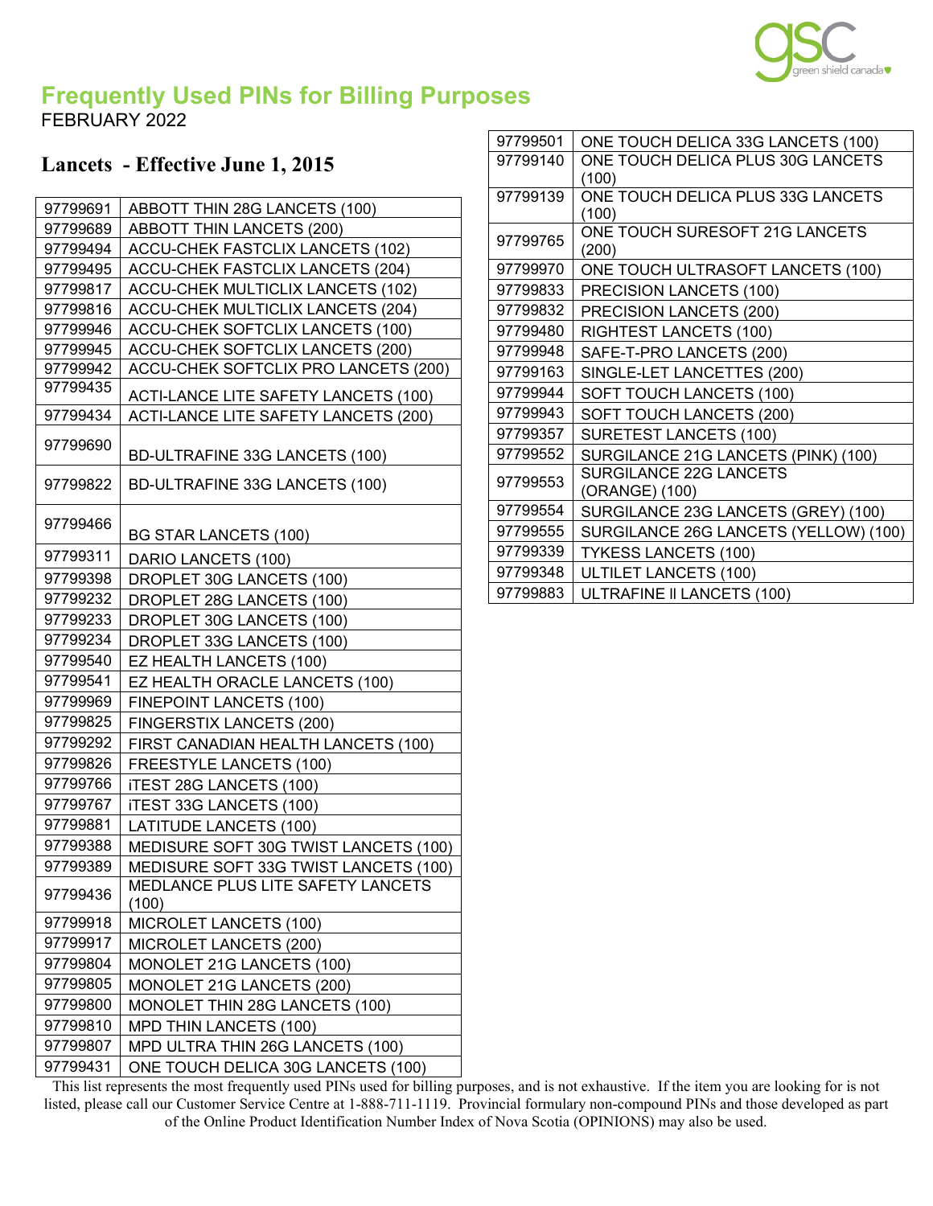## Frequently Used PINs for Billing Purposes

FEBRUARY 2022

### Lancets - Effective June 1, 2015

| PIN | Description |
|---|---|
| 97799691 | ABBOTT THIN 28G LANCETS (100) |
| 97799689 | ABBOTT THIN LANCETS (200) |
| 97799494 | ACCU-CHEK FASTCLIX LANCETS (102) |
| 97799495 | ACCU-CHEK FASTCLIX LANCETS (204) |
| 97799817 | ACCU-CHEK MULTICLIX LANCETS (102) |
| 97799816 | ACCU-CHEK MULTICLIX LANCETS (204) |
| 97799946 | ACCU-CHEK SOFTCLIX LANCETS (100) |
| 97799945 | ACCU-CHEK SOFTCLIX LANCETS (200) |
| 97799942 | ACCU-CHEK SOFTCLIX PRO LANCETS (200) |
| 97799435 | ACTI-LANCE LITE SAFETY LANCETS (100) |
| 97799434 | ACTI-LANCE LITE SAFETY LANCETS (200) |
| 97799690 | BD-ULTRAFINE 33G LANCETS (100) |
| 97799822 | BD-ULTRAFINE 33G LANCETS (100) |
| 97799466 | BG STAR LANCETS (100) |
| 97799311 | DARIO LANCETS (100) |
| 97799398 | DROPLET 30G LANCETS (100) |
| 97799232 | DROPLET 28G LANCETS (100) |
| 97799233 | DROPLET 30G LANCETS (100) |
| 97799234 | DROPLET 33G LANCETS (100) |
| 97799540 | EZ HEALTH LANCETS (100) |
| 97799541 | EZ HEALTH ORACLE LANCETS (100) |
| 97799969 | FINEPOINT LANCETS (100) |
| 97799825 | FINGERSTIX LANCETS (200) |
| 97799292 | FIRST CANADIAN HEALTH LANCETS (100) |
| 97799826 | FREESTYLE LANCETS (100) |
| 97799766 | iTEST 28G LANCETS (100) |
| 97799767 | iTEST 33G LANCETS (100) |
| 97799881 | LATITUDE LANCETS (100) |
| 97799388 | MEDISURE SOFT 30G TWIST LANCETS (100) |
| 97799389 | MEDISURE SOFT 33G TWIST LANCETS (100) |
| 97799436 | MEDLANCE PLUS LITE SAFETY LANCETS (100) |
| 97799918 | MICROLET LANCETS (100) |
| 97799917 | MICROLET LANCETS (200) |
| 97799804 | MONOLET 21G LANCETS (100) |
| 97799805 | MONOLET 21G LANCETS (200) |
| 97799800 | MONOLET THIN 28G LANCETS (100) |
| 97799810 | MPD THIN LANCETS (100) |
| 97799807 | MPD ULTRA THIN 26G LANCETS (100) |
| 97799431 | ONE TOUCH DELICA 30G LANCETS (100) |
| 97799501 | ONE TOUCH DELICA 33G LANCETS (100) |
| 97799140 | ONE TOUCH DELICA PLUS 30G LANCETS (100) |
| 97799139 | ONE TOUCH DELICA PLUS 33G LANCETS (100) |
| 97799765 | ONE TOUCH SURESOFT 21G LANCETS (200) |
| 97799970 | ONE TOUCH ULTRASOFT LANCETS (100) |
| 97799833 | PRECISION LANCETS (100) |
| 97799832 | PRECISION LANCETS (200) |
| 97799480 | RIGHTEST LANCETS (100) |
| 97799948 | SAFE-T-PRO LANCETS (200) |
| 97799163 | SINGLE-LET LANCETTES (200) |
| 97799944 | SOFT TOUCH LANCETS (100) |
| 97799943 | SOFT TOUCH LANCETS (200) |
| 97799357 | SURETEST LANCETS (100) |
| 97799552 | SURGILANCE 21G LANCETS (PINK) (100) |
| 97799553 | SURGILANCE 22G LANCETS (ORANGE) (100) |
| 97799554 | SURGILANCE 23G LANCETS (GREY) (100) |
| 97799555 | SURGILANCE 26G LANCETS (YELLOW) (100) |
| 97799339 | TYKESS LANCETS (100) |
| 97799348 | ULTILET LANCETS (100) |
| 97799883 | ULTRAFINE II LANCETS (100) |

This list represents the most frequently used PINs used for billing purposes, and is not exhaustive. If the item you are looking for is not listed, please call our Customer Service Centre at 1-888-711-1119. Provincial formulary non-compound PINs and those developed as part of the Online Product Identification Number Index of Nova Scotia (OPINIONS) may also be used.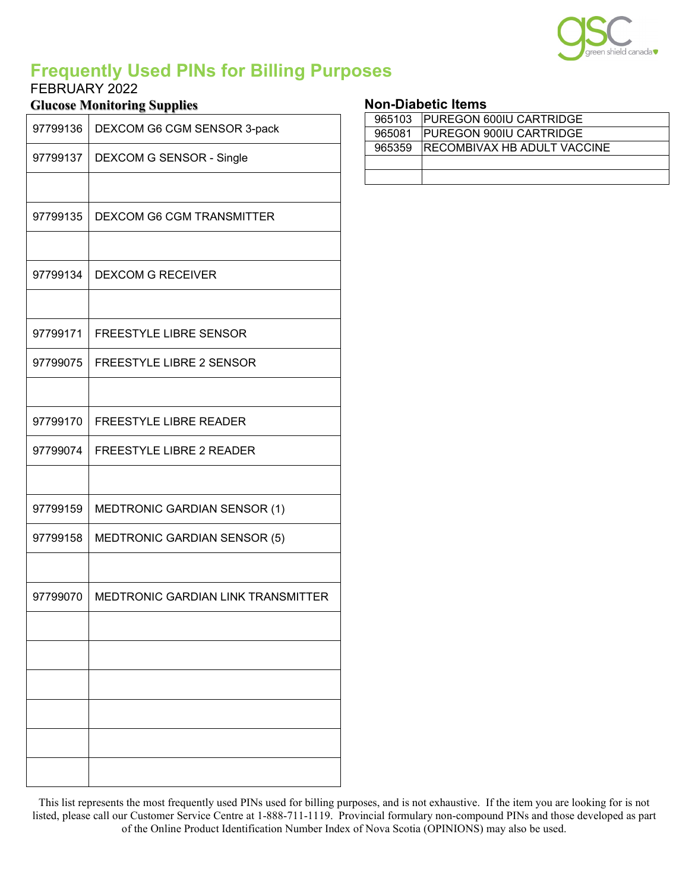# Frequently Used PINs for Billing Purposes

FEBRUARY 2022

**Glucose Monitoring Supplies**

| | |
|---|---|
| 97799136 | DEXCOM G6 CGM SENSOR 3-pack |
| 97799137 | DEXCOM G SENSOR - Single |
| | |
| 97799135 | DEXCOM G6 CGM TRANSMITTER |
| | |
| 97799134 | DEXCOM G RECEIVER |
| | |
| 97799171 | FREESTYLE LIBRE SENSOR |
| 97799075 | FREESTYLE LIBRE 2 SENSOR |
| | |
| 97799170 | FREESTYLE LIBRE READER |
| 97799074 | FREESTYLE LIBRE 2 READER |
| | |
| 97799159 | MEDTRONIC GARDIAN SENSOR (1) |
| 97799158 | MEDTRONIC GARDIAN SENSOR (5) |
| | |
| 97799070 | MEDTRONIC GARDIAN LINK TRANSMITTER |
| | |
| | |
| | |
| | |
| | |
| | |

**Non-Diabetic Items**

| | |
|---|---|
| 965103 | PUREGON 600IU CARTRIDGE |
| 965081 | PUREGON 900IU CARTRIDGE |
| 965359 | RECOMBIVAX HB ADULT VACCINE |
| | |
| | |

This list represents the most frequently used PINs used for billing purposes, and is not exhaustive. If the item you are looking for is not listed, please call our Customer Service Centre at 1-888-711-1119. Provincial formulary non-compound PINs and those developed as part of the Online Product Identification Number Index of Nova Scotia (OPINIONS) may also be used.